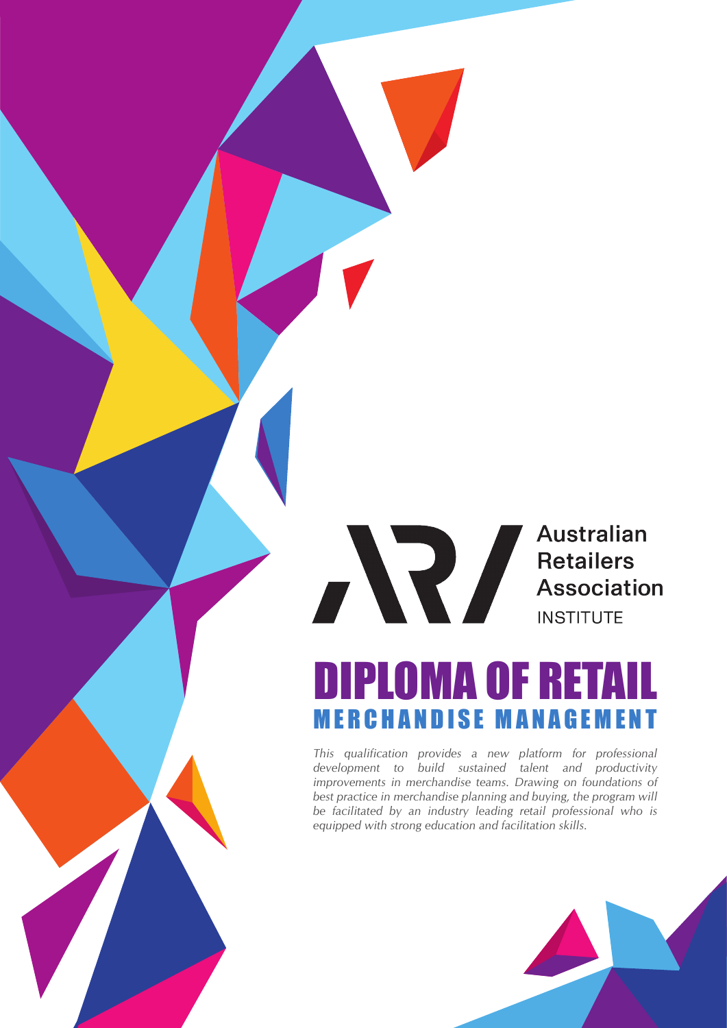Australian Retailers Association INSTITUTE

# DIPLOMA OF RETAIL MERCHANDISE MANAGEMENT

*This qualification provides a new platform for professional development to build sustained talent and productivity improvements in merchandise teams. Drawing on foundations of best practice in merchandise planning and buying, the program will be facilitated by an industry leading retail professional who is equipped with strong education and facilitation skills.*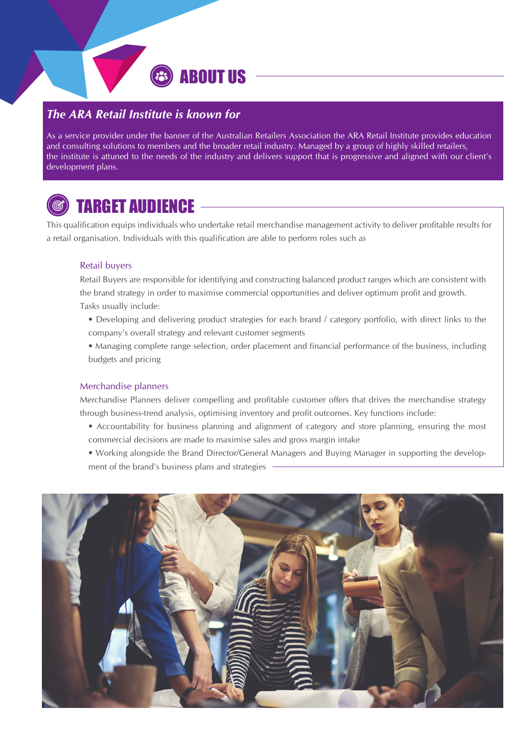# ABOUT US

## *The ARA Retail Institute is known for*

As a service provider under the banner of the Australian Retailers Association the ARA Retail Institute provides education and consulting solutions to members and the broader retail industry. Managed by a group of highly skilled retailers, the institute is attuned to the needs of the industry and delivers support that is progressive and aligned with our client's development plans.

# TARGET AUDIENCE

This qualification equips individuals who undertake retail merchandise management activity to deliver profitable results for a retail organisation. Individuals with this qualification are able to perform roles such as

### Retail buyers

Retail Buyers are responsible for identifying and constructing balanced product ranges which are consistent with the brand strategy in order to maximise commercial opportunities and deliver optimum profit and growth. Tasks usually include:

- Developing and delivering product strategies for each brand / category portfolio, with direct links to the company's overall strategy and relevant customer segments
- Managing complete range selection, order placement and financial performance of the business, including budgets and pricing

### Merchandise planners

Merchandise Planners deliver compelling and profitable customer offers that drives the merchandise strategy through business-trend analysis, optimising inventory and profit outcomes. Key functions include:

- Accountability for business planning and alignment of category and store planning, ensuring the most commercial decisions are made to maximise sales and gross margin intake
- Working alongside the Brand Director/General Managers and Buying Manager in supporting the development of the brand's business plans and strategies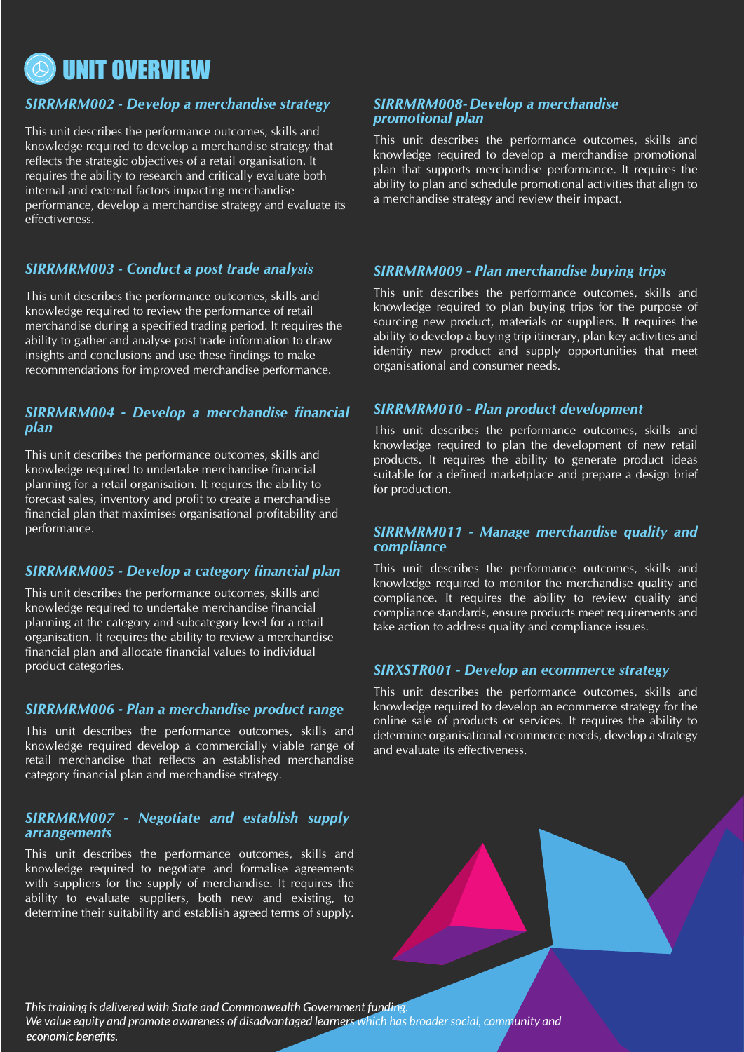# UNIT OVERVIEW

### *SIRRMRM002 - Develop a merchandise strategy*

This unit describes the performance outcomes, skills and knowledge required to develop a merchandise strategy that reflects the strategic objectives of a retail organisation. It requires the ability to research and critically evaluate both internal and external factors impacting merchandise performance, develop a merchandise strategy and evaluate its effectiveness.

### *SIRRMRM003 - Conduct a post trade analysis*

This unit describes the performance outcomes, skills and knowledge required to review the performance of retail merchandise during a specified trading period. It requires the ability to gather and analyse post trade information to draw insights and conclusions and use these findings to make recommendations for improved merchandise performance.

### *SIRRMRM004 - Develop a merchandise financial plan*

This unit describes the performance outcomes, skills and knowledge required to undertake merchandise financial planning for a retail organisation. It requires the ability to forecast sales, inventory and profit to create a merchandise financial plan that maximises organisational profitability and performance.

### *SIRRMRM005 - Develop a category financial plan*

This unit describes the performance outcomes, skills and knowledge required to undertake merchandise financial planning at the category and subcategory level for a retail organisation. It requires the ability to review a merchandise financial plan and allocate financial values to individual product categories.

### *SIRRMRM006 - Plan a merchandise product range*

This unit describes the performance outcomes, skills and knowledge required develop a commercially viable range of retail merchandise that reflects an established merchandise category financial plan and merchandise strategy.

### *SIRRMRM007 - Negotiate and establish supply arrangements*

This unit describes the performance outcomes, skills and knowledge required to negotiate and formalise agreements with suppliers for the supply of merchandise. It requires the ability to evaluate suppliers, both new and existing, to determine their suitability and establish agreed terms of supply.

### *SIRRMRM008- Develop a merchandise promotional plan*

This unit describes the performance outcomes, skills and knowledge required to develop a merchandise promotional plan that supports merchandise performance. It requires the ability to plan and schedule promotional activities that align to a merchandise strategy and review their impact.

### *SIRRMRM009 - Plan merchandise buying trips*

This unit describes the performance outcomes, skills and knowledge required to plan buying trips for the purpose of sourcing new product, materials or suppliers. It requires the ability to develop a buying trip itinerary, plan key activities and identify new product and supply opportunities that meet organisational and consumer needs.

### *SIRRMRM010 - Plan product development*

This unit describes the performance outcomes, skills and knowledge required to plan the development of new retail products. It requires the ability to generate product ideas suitable for a defined marketplace and prepare a design brief for production.

### *SIRRMRM011 - Manage merchandise quality and compliance*

This unit describes the performance outcomes, skills and knowledge required to monitor the merchandise quality and compliance. It requires the ability to review quality and compliance standards, ensure products meet requirements and take action to address quality and compliance issues.

### *SIRXSTR001 - Develop an ecommerce strategy*

This unit describes the performance outcomes, skills and knowledge required to develop an ecommerce strategy for the online sale of products or services. It requires the ability to determine organisational ecommerce needs, develop a strategy and evaluate its effectiveness.

*This training is delivered with State and Commonwealth Government funding.*
*We value equity and promote awareness of disadvantaged learners which has broader social, community and economic benefits.*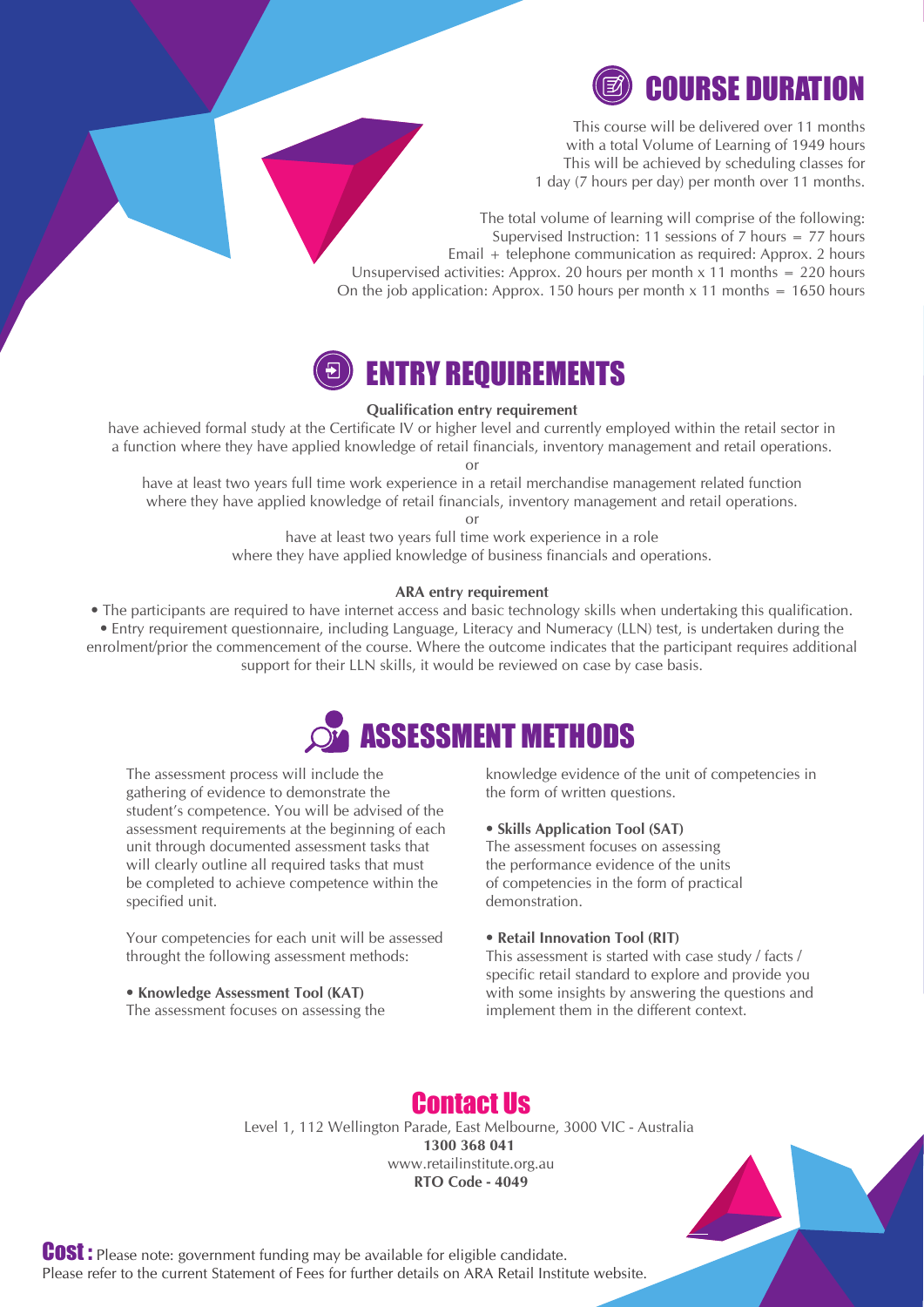# COURSE DURATION

This course will be delivered over 11 months with a total Volume of Learning of 1949 hours This will be achieved by scheduling classes for 1 day (7 hours per day) per month over 11 months.

The total volume of learning will comprise of the following:
Supervised Instruction: 11 sessions of 7 hours = 77 hours
Email + telephone communication as required: Approx. 2 hours
Unsupervised activities: Approx. 20 hours per month x 11 months = 220 hours
On the job application: Approx. 150 hours per month x 11 months = 1650 hours

# ENTRY REQUIREMENTS

**Qualification entry requirement**

have achieved formal study at the Certificate IV or higher level and currently employed within the retail sector in a function where they have applied knowledge of retail financials, inventory management and retail operations.

or

have at least two years full time work experience in a retail merchandise management related function where they have applied knowledge of retail financials, inventory management and retail operations.

or

have at least two years full time work experience in a role where they have applied knowledge of business financials and operations.

**ARA entry requirement**

- The participants are required to have internet access and basic technology skills when undertaking this qualification.
- Entry requirement questionnaire, including Language, Literacy and Numeracy (LLN) test, is undertaken during the enrolment/prior the commencement of the course. Where the outcome indicates that the participant requires additional support for their LLN skills, it would be reviewed on case by case basis.

# ASSESSMENT METHODS

The assessment process will include the gathering of evidence to demonstrate the student's competence. You will be advised of the assessment requirements at the beginning of each unit through documented assessment tasks that will clearly outline all required tasks that must be completed to achieve competence within the specified unit.

Your competencies for each unit will be assessed throught the following assessment methods:

- **Knowledge Assessment Tool (KAT)**
  The assessment focuses on assessing the knowledge evidence of the unit of competencies in the form of written questions.

- **Skills Application Tool (SAT)**
  The assessment focuses on assessing the performance evidence of the units of competencies in the form of practical demonstration.

- **Retail Innovation Tool (RIT)**
  This assessment is started with case study / facts / specific retail standard to explore and provide you with some insights by answering the questions and implement them in the different context.

# Contact Us

Level 1, 112 Wellington Parade, East Melbourne, 3000 VIC - Australia
**1300 368 041**
www.retailinstitute.org.au
**RTO Code - 4049**

**Cost :** Please note: government funding may be available for eligible candidate.
Please refer to the current Statement of Fees for further details on ARA Retail Institute website.